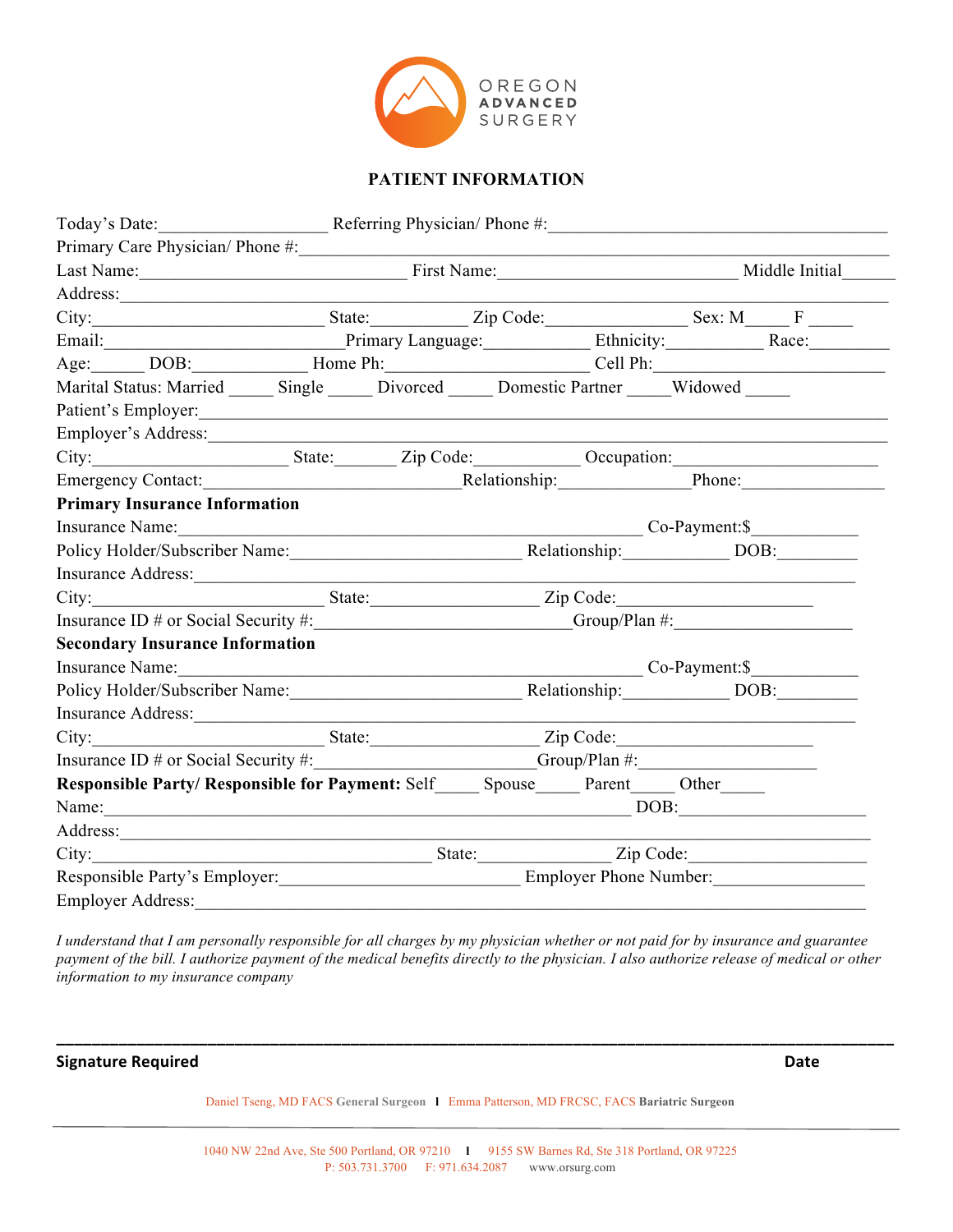OREGON ADVANCED SURGERY

# PATIENT INFORMATION

Today's Date:__________________ Referring Physician/ Phone #:______________________________________

Primary Care Physician/ Phone #:______________________________________________________________

Last Name:_____________________________ First Name:__________________________ Middle Initial______

Address:_____________________________________________________________________________

City:_________________________ State:__________ Zip Code:_______________ Sex: M_____ F _____

Email:__________________________Primary Language:___________ Ethnicity:___________ Race:_________

Age:______ DOB:_____________ Home Ph:_____________________ Cell Ph:_________________________

Marital Status: Married _____ Single _____ Divorced _____ Domestic Partner _____Widowed _____

Patient's Employer:_______________________________________________________________________

Employer's Address:______________________________________________________________________

City:______________________ State:_______ Zip Code:___________ Occupation:______________________

Emergency Contact:____________________________Relationship:______________Phone:_______________

**Primary Insurance Information**

Insurance Name:___________________________________________________ Co-Payment:$___________

Policy Holder/Subscriber Name:_________________________ Relationship:____________ DOB:_________

Insurance Address:_____________________________________________________________________

City:_________________________ State:__________________ Zip Code:_____________________

Insurance ID # or Social Security #:_____________________________Group/Plan #:____________________

**Secondary Insurance Information**

Insurance Name:___________________________________________________ Co-Payment:$___________

Policy Holder/Subscriber Name:_________________________ Relationship:____________ DOB:_________

Insurance Address:_____________________________________________________________________

City:_________________________ State:__________________ Zip Code:_____________________

Insurance ID # or Social Security #:________________________Group/Plan #:____________________

**Responsible Party/ Responsible for Payment:** Self_____ Spouse_____ Parent_____ Other_____

Name:__________________________________________________________ DOB:_____________________

Address:_____________________________________________________________________________

City:____________________________________ State:______________ Zip Code:___________________

Responsible Party's Employer:__________________________ Employer Phone Number:_________________

Employer Address:_______________________________________________________________________

*I understand that I am personally responsible for all charges by my physician whether or not paid for by insurance and guarantee payment of the bill. I authorize payment of the medical benefits directly to the physician. I also authorize release of medical or other information to my insurance company*

______________________________________________________________________________________

**Signature Required** **Date**

Daniel Tseng, MD FACS **General Surgeon** | Emma Patterson, MD FRCSC, FACS **Bariatric Surgeon**

1040 NW 22nd Ave, Ste 500 Portland, OR 97210 | 9155 SW Barnes Rd, Ste 318 Portland, OR 97225
P: 503.731.3700 F: 971.634.2087 www.orsurg.com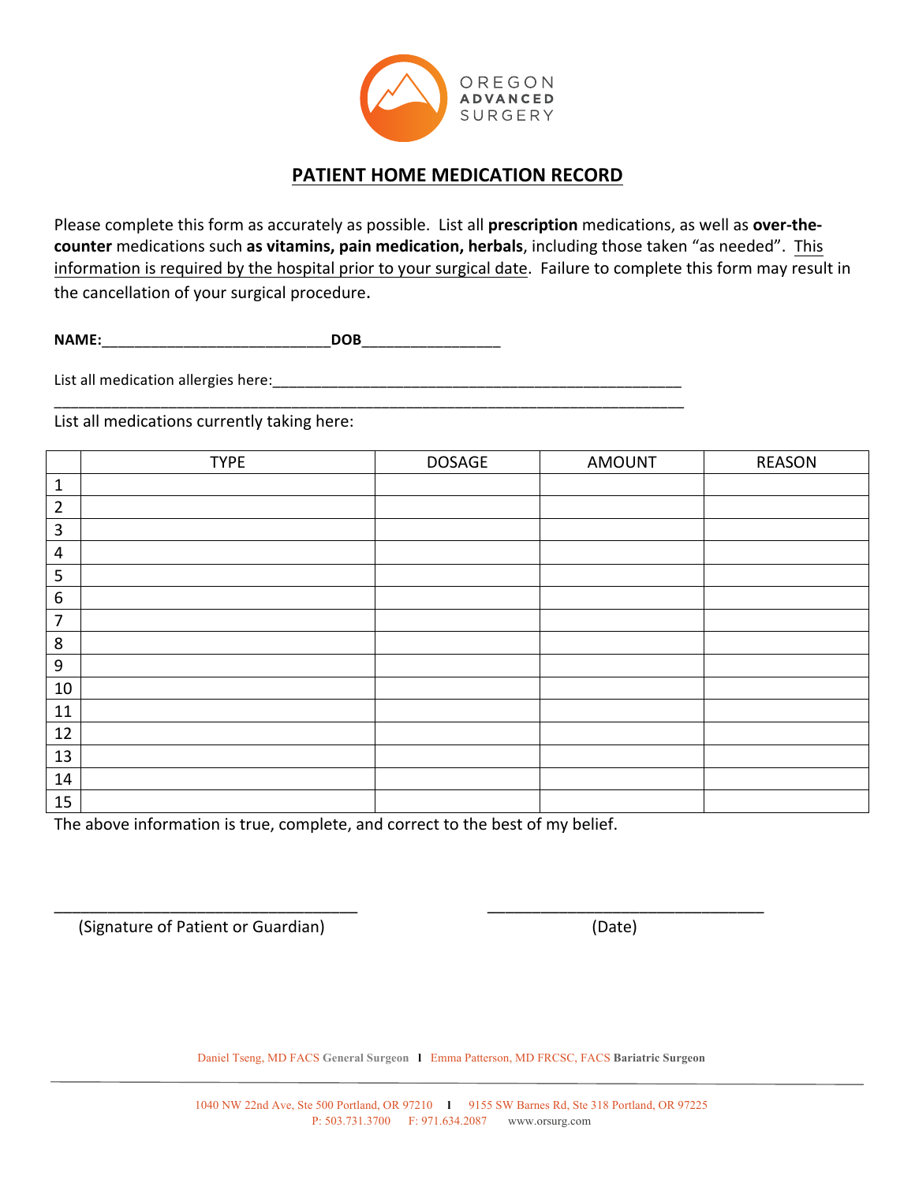OREGON ADVANCED SURGERY

# PATIENT HOME MEDICATION RECORD

Please complete this form as accurately as possible. List all **prescription** medications, as well as **over-the-counter** medications such **as vitamins, pain medication, herbals**, including those taken "as needed". This information is required by the hospital prior to your surgical date. Failure to complete this form may result in the cancellation of your surgical procedure.

**NAME:**____________________________**DOB**_________________

List all medication allergies here:_____________________________________________________
_____________________________________________________________________________

List all medications currently taking here:

| | TYPE | DOSAGE | AMOUNT | REASON |
|---|---|---|---|---|
| 1 | | | | |
| 2 | | | | |
| 3 | | | | |
| 4 | | | | |
| 5 | | | | |
| 6 | | | | |
| 7 | | | | |
| 8 | | | | |
| 9 | | | | |
| 10 | | | | |
| 11 | | | | |
| 12 | | | | |
| 13 | | | | |
| 14 | | | | |
| 15 | | | | |

The above information is true, complete, and correct to the best of my belief.

___________________________________ (Signature of Patient or Guardian)

________________________________ (Date)

Daniel Tseng, MD FACS **General Surgeon** | Emma Patterson, MD FRCSC, FACS **Bariatric Surgeon**

1040 NW 22nd Ave, Ste 500 Portland, OR 97210 | 9155 SW Barnes Rd, Ste 318 Portland, OR 97225
P: 503.731.3700 F: 971.634.2087 www.orsurg.com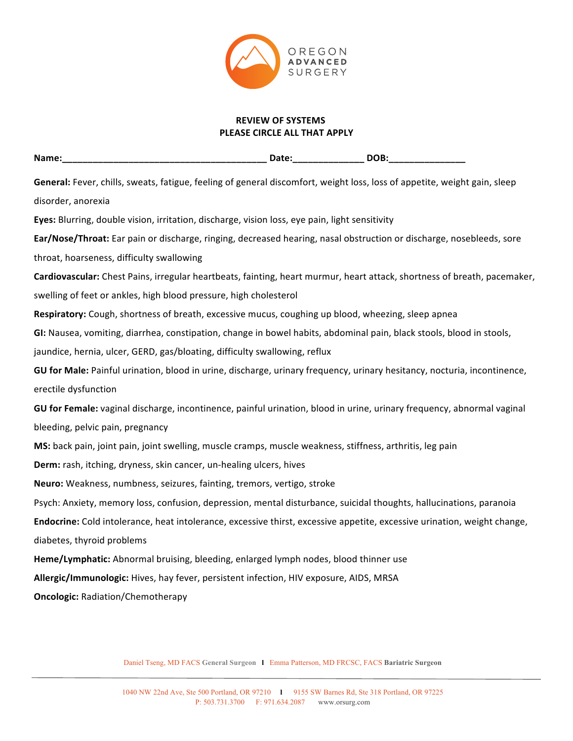OREGON
ADVANCED
SURGERY

## REVIEW OF SYSTEMS
## PLEASE CIRCLE ALL THAT APPLY

**Name:**________________________________________ **Date:**______________ **DOB:**_______________

**General:** Fever, chills, sweats, fatigue, feeling of general discomfort, weight loss, loss of appetite, weight gain, sleep disorder, anorexia

**Eyes:** Blurring, double vision, irritation, discharge, vision loss, eye pain, light sensitivity

**Ear/Nose/Throat:** Ear pain or discharge, ringing, decreased hearing, nasal obstruction or discharge, nosebleeds, sore throat, hoarseness, difficulty swallowing

**Cardiovascular:** Chest Pains, irregular heartbeats, fainting, heart murmur, heart attack, shortness of breath, pacemaker, swelling of feet or ankles, high blood pressure, high cholesterol

**Respiratory:** Cough, shortness of breath, excessive mucus, coughing up blood, wheezing, sleep apnea

**GI:** Nausea, vomiting, diarrhea, constipation, change in bowel habits, abdominal pain, black stools, blood in stools, jaundice, hernia, ulcer, GERD, gas/bloating, difficulty swallowing, reflux

**GU for Male:** Painful urination, blood in urine, discharge, urinary frequency, urinary hesitancy, nocturia, incontinence, erectile dysfunction

**GU for Female:** vaginal discharge, incontinence, painful urination, blood in urine, urinary frequency, abnormal vaginal bleeding, pelvic pain, pregnancy

**MS:** back pain, joint pain, joint swelling, muscle cramps, muscle weakness, stiffness, arthritis, leg pain

**Derm:** rash, itching, dryness, skin cancer, un-healing ulcers, hives

**Neuro:** Weakness, numbness, seizures, fainting, tremors, vertigo, stroke

Psych: Anxiety, memory loss, confusion, depression, mental disturbance, suicidal thoughts, hallucinations, paranoia

**Endocrine:** Cold intolerance, heat intolerance, excessive thirst, excessive appetite, excessive urination, weight change, diabetes, thyroid problems

**Heme/Lymphatic:** Abnormal bruising, bleeding, enlarged lymph nodes, blood thinner use

**Allergic/Immunologic:** Hives, hay fever, persistent infection, HIV exposure, AIDS, MRSA

**Oncologic:** Radiation/Chemotherapy

Daniel Tseng, MD FACS **General Surgeon** | Emma Patterson, MD FRCSC, FACS **Bariatric Surgeon**

1040 NW 22nd Ave, Ste 500 Portland, OR 97210 | 9155 SW Barnes Rd, Ste 318 Portland, OR 97225
P: 503.731.3700 F: 971.634.2087 www.orsurg.com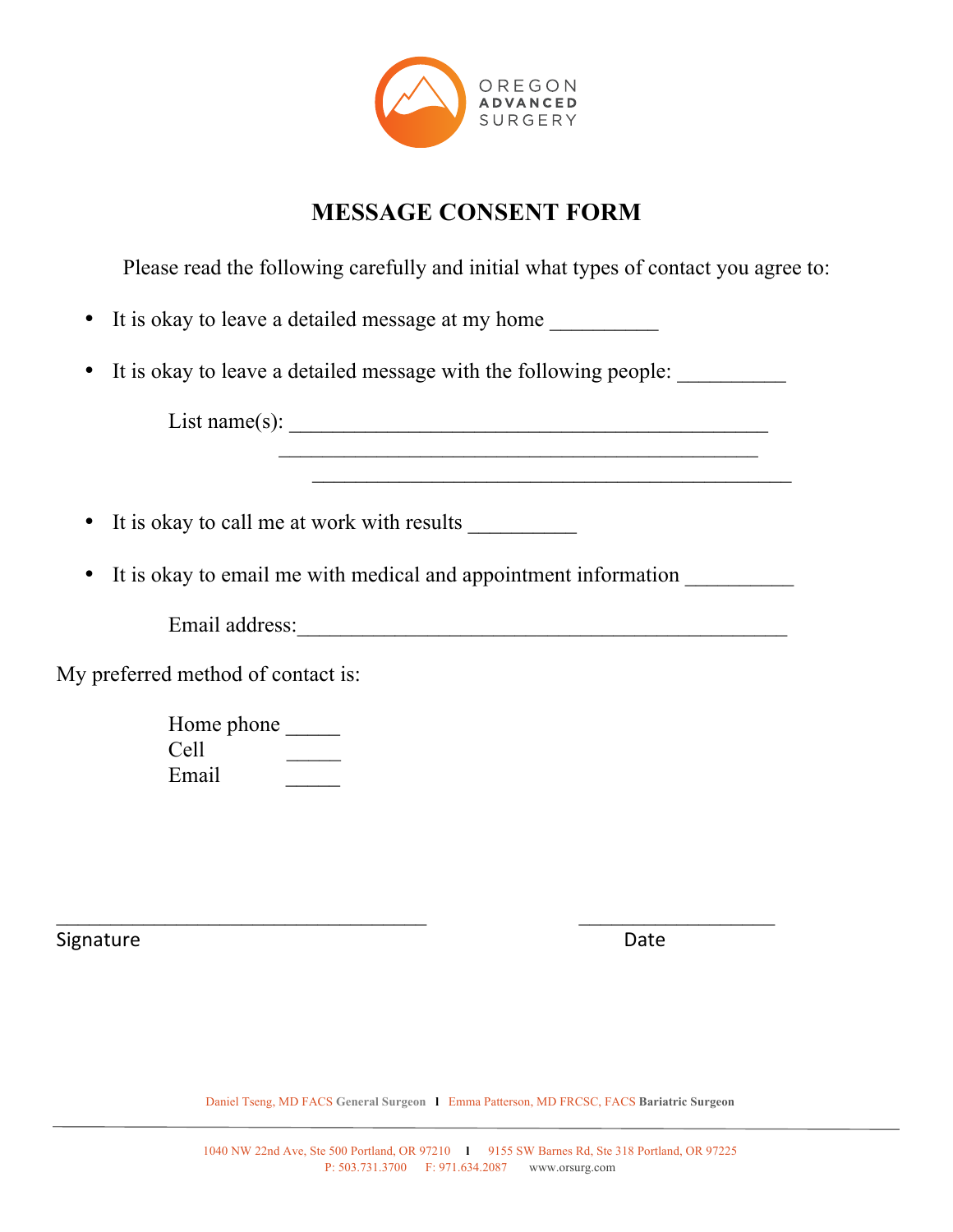OREGON ADVANCED SURGERY

# MESSAGE CONSENT FORM

Please read the following carefully and initial what types of contact you agree to:

- It is okay to leave a detailed message at my home __________
- It is okay to leave a detailed message with the following people: __________

  List name(s): _______________________________________________
  _______________________________________________
  _______________________________________________

- It is okay to call me at work with results __________
- It is okay to email me with medical and appointment information __________

  Email address:_______________________________________________

My preferred method of contact is:

Home phone _____
Cell _____
Email _____

_____________________________________ ____________________
Signature Date

Daniel Tseng, MD FACS **General Surgeon** | Emma Patterson, MD FRCSC, FACS **Bariatric Surgeon**

1040 NW 22nd Ave, Ste 500 Portland, OR 97210 | 9155 SW Barnes Rd, Ste 318 Portland, OR 97225
P: 503.731.3700 F: 971.634.2087 www.orsurg.com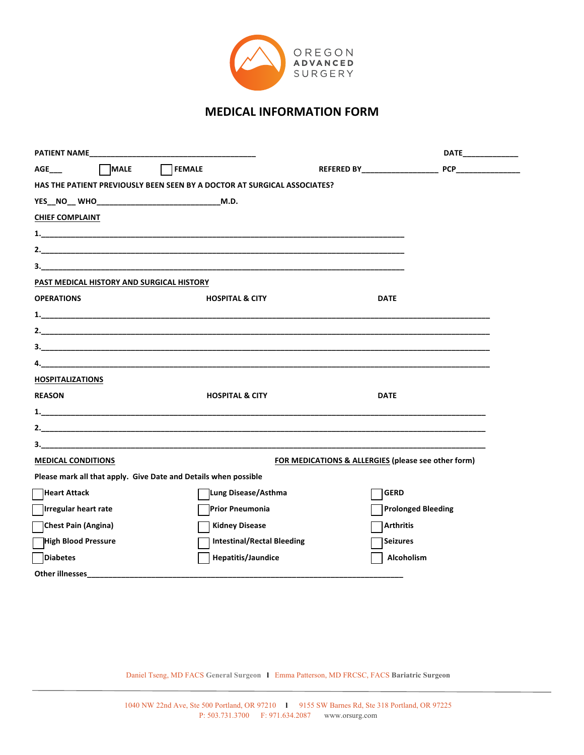OREGON ADVANCED SURGERY

# MEDICAL INFORMATION FORM

**PATIENT NAME**_______________________________________ **DATE**____________

**AGE**___ ☐ **MALE** ☐ **FEMALE** **REFERED BY**_________________ **PCP**______________

**HAS THE PATIENT PREVIOUSLY BEEN SEEN BY A DOCTOR AT SURGICAL ASSOCIATES?**

**YES**__**NO**__ **WHO**____________________________**M.D.**

**CHIEF COMPLAINT**

1.________________________________________________________________________________

2.________________________________________________________________________________

3.________________________________________________________________________________

**PAST MEDICAL HISTORY AND SURGICAL HISTORY**

**OPERATIONS** **HOSPITAL & CITY** **DATE**

1.____________________________________________________________________________________________________

2.____________________________________________________________________________________________________

3.____________________________________________________________________________________________________

4.____________________________________________________________________________________________________

**HOSPITALIZATIONS**

**REASON** **HOSPITAL & CITY** **DATE**

1.___________________________________________________________________________________________________

2.___________________________________________________________________________________________________

3.___________________________________________________________________________________________________

**MEDICAL CONDITIONS** **FOR MEDICATIONS & ALLERGIES** (please see other form)

**Please mark all that apply. Give Date and Details when possible**

| | | |
|---|---|---|
| ☐ Heart Attack | ☐ Lung Disease/Asthma | ☐ GERD |
| ☐ Irregular heart rate | ☐ Prior Pneumonia | ☐ Prolonged Bleeding |
| ☐ Chest Pain (Angina) | ☐ Kidney Disease | ☐ Arthritis |
| ☐ High Blood Pressure | ☐ Intestinal/Rectal Bleeding | ☐ Seizures |
| ☐ Diabetes | ☐ Hepatitis/Jaundice | ☐ Alcoholism |

**Other illnesses**_________________________________________________________________________

Daniel Tseng, MD FACS **General Surgeon** | Emma Patterson, MD FRCSC, FACS **Bariatric Surgeon**

1040 NW 22nd Ave, Ste 500 Portland, OR 97210 | 9155 SW Barnes Rd, Ste 318 Portland, OR 97225
P: 503.731.3700 F: 971.634.2087 www.orsurg.com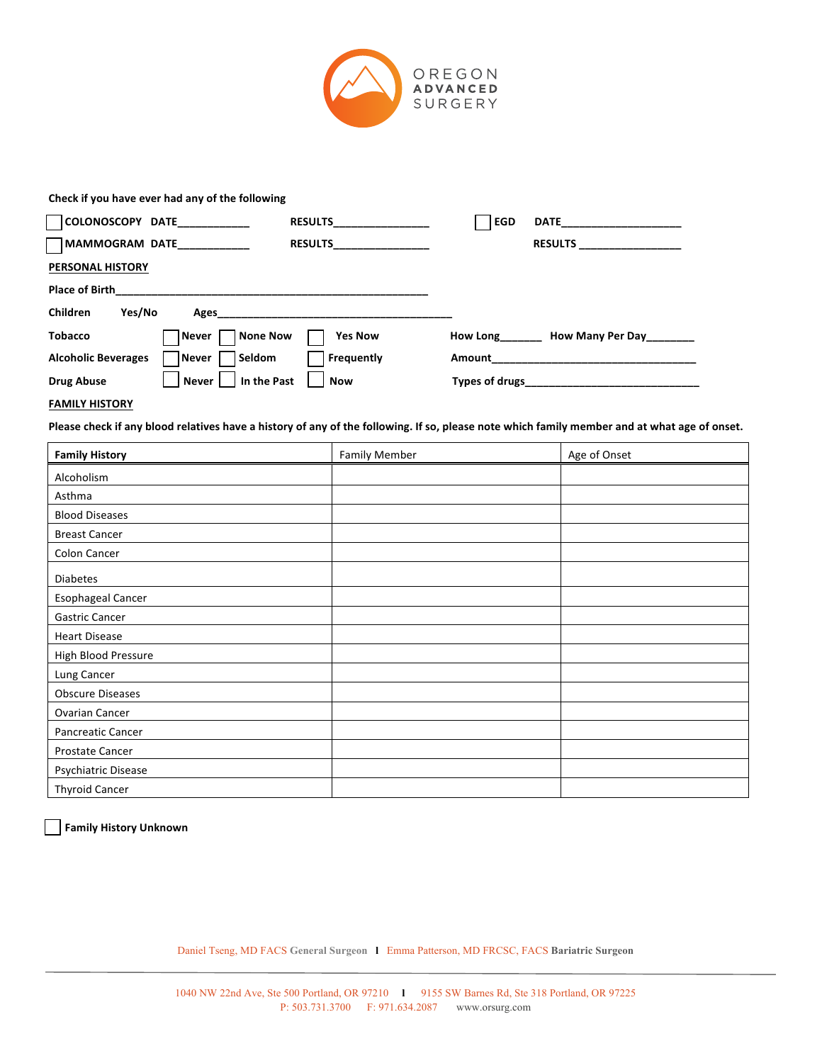OREGON ADVANCED SURGERY

**Check if you have ever had any of the following**

☐ **COLONOSCOPY DATE**___________ **RESULTS**_______________ ☐ **EGD DATE**__________________

☐ **MAMMOGRAM DATE**___________ **RESULTS**_______________ **RESULTS** ________________

**PERSONAL HISTORY**

**Place of Birth**___________________________________________________

**Children Yes/No Ages**_______________________________________

**Tobacco** ☐ Never ☐ None Now ☐ Yes Now **How Long**_______ **How Many Per Day**_______

**Alcoholic Beverages** ☐ Never ☐ Seldom ☐ Frequently **Amount**_________________________________

**Drug Abuse** ☐ Never ☐ In the Past ☐ Now **Types of drugs**____________________________

**FAMILY HISTORY**

**Please check if any blood relatives have a history of any of the following. If so, please note which family member and at what age of onset.**

| **Family History** | Family Member | Age of Onset |
|---|---|---|
| Alcoholism | | |
| Asthma | | |
| Blood Diseases | | |
| Breast Cancer | | |
| Colon Cancer | | |
| Diabetes | | |
| Esophageal Cancer | | |
| Gastric Cancer | | |
| Heart Disease | | |
| High Blood Pressure | | |
| Lung Cancer | | |
| Obscure Diseases | | |
| Ovarian Cancer | | |
| Pancreatic Cancer | | |
| Prostate Cancer | | |
| Psychiatric Disease | | |
| Thyroid Cancer | | |

☐ **Family History Unknown**

Daniel Tseng, MD FACS **General Surgeon** l Emma Patterson, MD FRCSC, FACS **Bariatric Surgeon**

1040 NW 22nd Ave, Ste 500 Portland, OR 97210 l 9155 SW Barnes Rd, Ste 318 Portland, OR 97225
P: 503.731.3700 F: 971.634.2087 www.orsurg.com